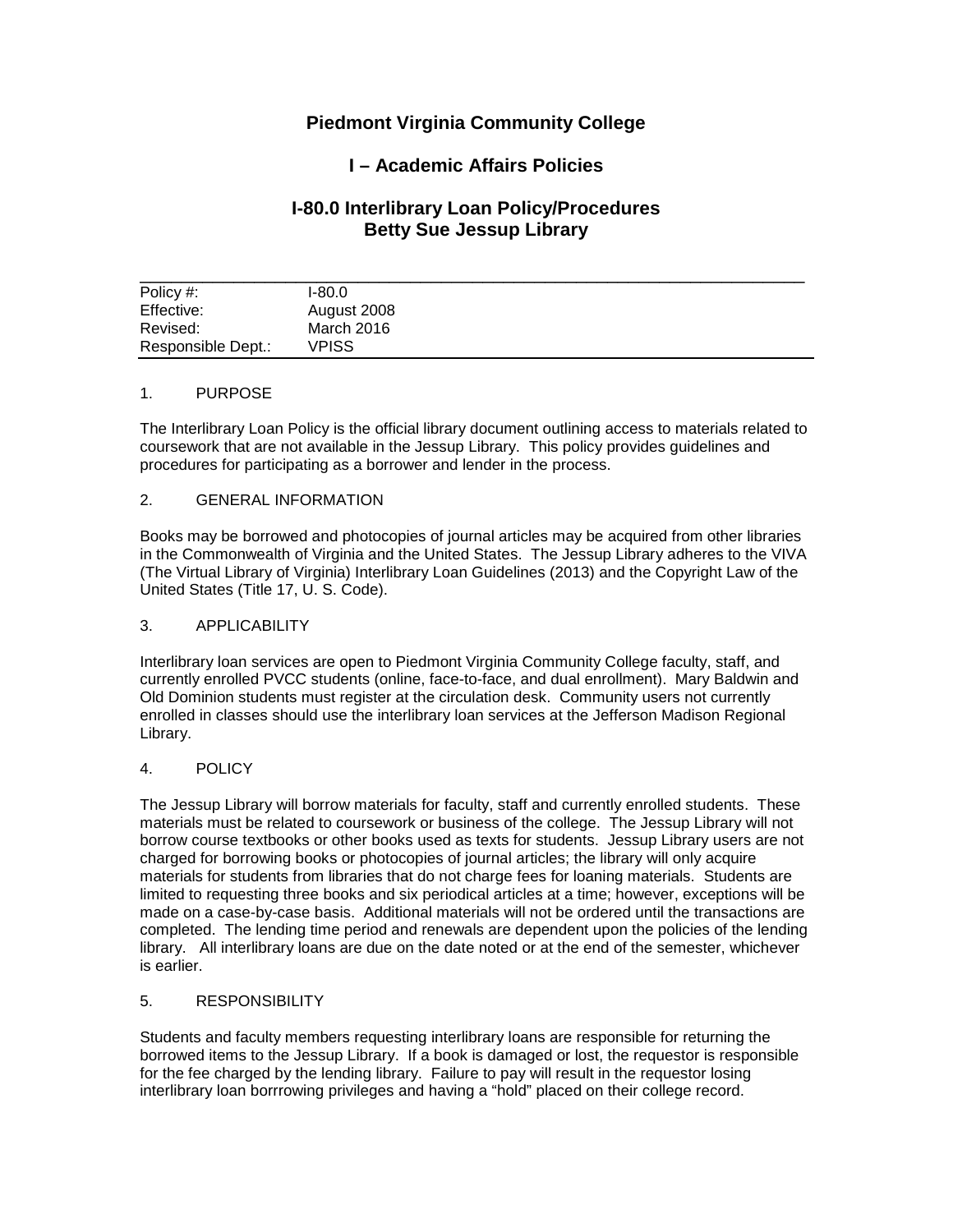# Piedmont Virginia Community College

## I – Academic Affairs Policies

## I-80.0 Interlibrary Loan Policy/Procedures
## Betty Sue Jessup Library

| | |
|---|---|
| Policy #: | I-80.0 |
| Effective: | August 2008 |
| Revised: | March 2016 |
| Responsible Dept.: | VPISS |

1. PURPOSE

The Interlibrary Loan Policy is the official library document outlining access to materials related to coursework that are not available in the Jessup Library. This policy provides guidelines and procedures for participating as a borrower and lender in the process.

2. GENERAL INFORMATION

Books may be borrowed and photocopies of journal articles may be acquired from other libraries in the Commonwealth of Virginia and the United States. The Jessup Library adheres to the VIVA (The Virtual Library of Virginia) Interlibrary Loan Guidelines (2013) and the Copyright Law of the United States (Title 17, U. S. Code).

3. APPLICABILITY

Interlibrary loan services are open to Piedmont Virginia Community College faculty, staff, and currently enrolled PVCC students (online, face-to-face, and dual enrollment). Mary Baldwin and Old Dominion students must register at the circulation desk. Community users not currently enrolled in classes should use the interlibrary loan services at the Jefferson Madison Regional Library.

4. POLICY

The Jessup Library will borrow materials for faculty, staff and currently enrolled students. These materials must be related to coursework or business of the college. The Jessup Library will not borrow course textbooks or other books used as texts for students. Jessup Library users are not charged for borrowing books or photocopies of journal articles; the library will only acquire materials for students from libraries that do not charge fees for loaning materials. Students are limited to requesting three books and six periodical articles at a time; however, exceptions will be made on a case-by-case basis. Additional materials will not be ordered until the transactions are completed. The lending time period and renewals are dependent upon the policies of the lending library. All interlibrary loans are due on the date noted or at the end of the semester, whichever is earlier.

5. RESPONSIBILITY

Students and faculty members requesting interlibrary loans are responsible for returning the borrowed items to the Jessup Library. If a book is damaged or lost, the requestor is responsible for the fee charged by the lending library. Failure to pay will result in the requestor losing interlibrary loan borrrowing privileges and having a "hold" placed on their college record.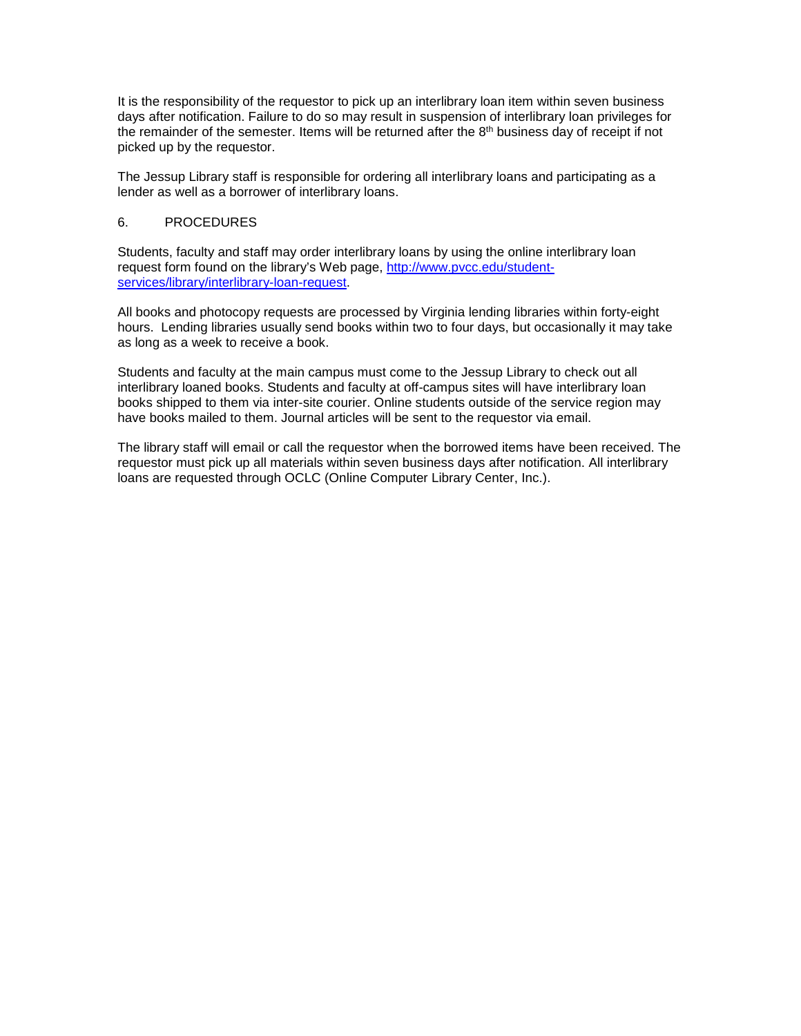It is the responsibility of the requestor to pick up an interlibrary loan item within seven business days after notification. Failure to do so may result in suspension of interlibrary loan privileges for the remainder of the semester. Items will be returned after the 8th business day of receipt if not picked up by the requestor.

The Jessup Library staff is responsible for ordering all interlibrary loans and participating as a lender as well as a borrower of interlibrary loans.

## 6. PROCEDURES

Students, faculty and staff may order interlibrary loans by using the online interlibrary loan request form found on the library's Web page, [http://www.pvcc.edu/student-services/library/interlibrary-loan-request](http://www.pvcc.edu/student-services/library/interlibrary-loan-request).

All books and photocopy requests are processed by Virginia lending libraries within forty-eight hours. Lending libraries usually send books within two to four days, but occasionally it may take as long as a week to receive a book.

Students and faculty at the main campus must come to the Jessup Library to check out all interlibrary loaned books. Students and faculty at off-campus sites will have interlibrary loan books shipped to them via inter-site courier. Online students outside of the service region may have books mailed to them. Journal articles will be sent to the requestor via email.

The library staff will email or call the requestor when the borrowed items have been received. The requestor must pick up all materials within seven business days after notification. All interlibrary loans are requested through OCLC (Online Computer Library Center, Inc.).